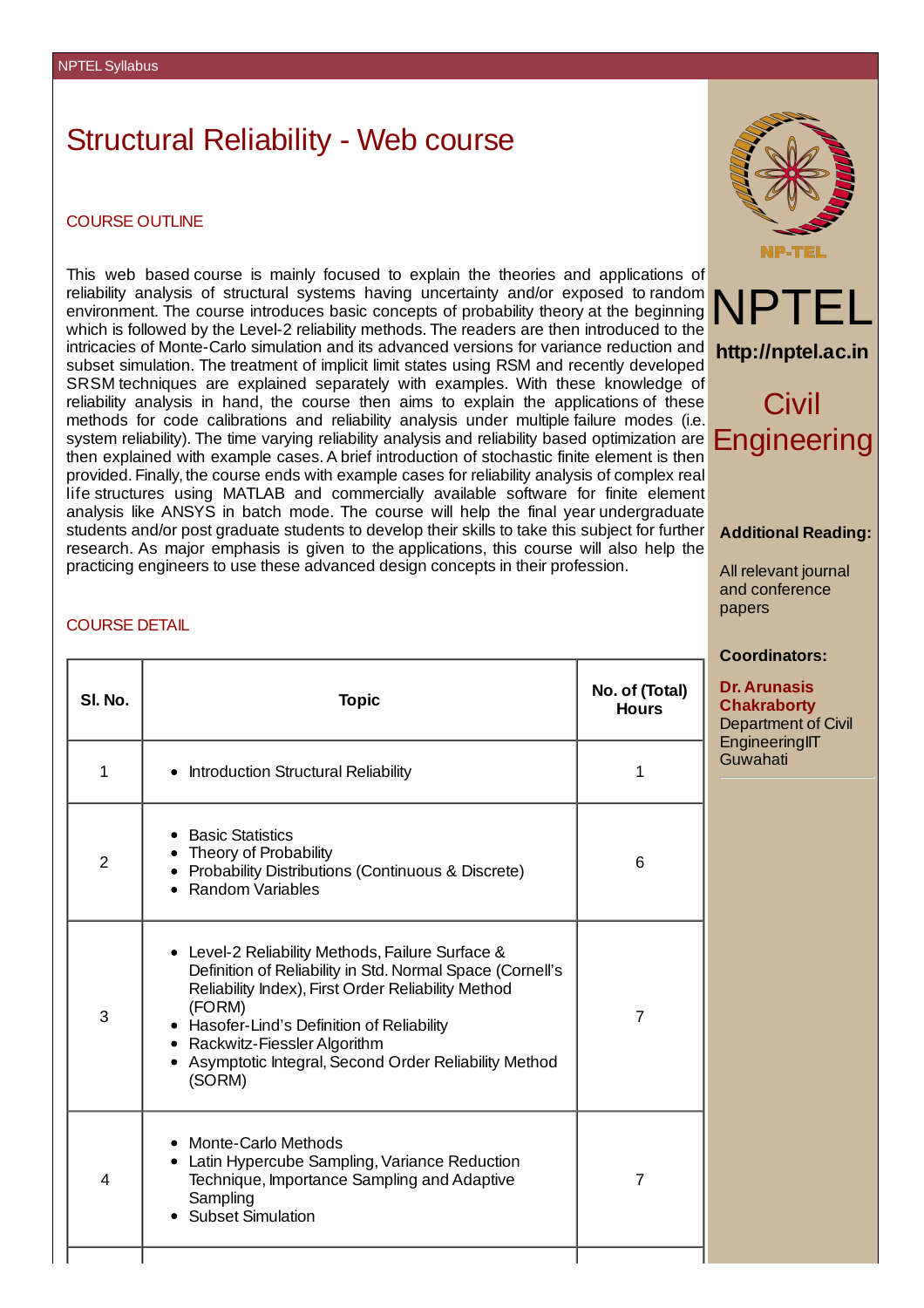# Structural Reliability - Web course

## COURSE OUTLINE

This web based course is mainly focused to explain the theories and applications of reliability analysis of structural systems having uncertainty and/or exposed to random environment. The course introduces basic concepts of probability theory at the beginning which is followed by the Level-2 reliability methods. The readers are then introduced to the intricacies of Monte-Carlo simulation and its advanced versions for variance reduction and subset simulation. The treatment of implicit limit states using RSM and recently developed SRSM techniques are explained separately with examples. With these knowledge of reliability analysis in hand, the course then aims to explain the applications of these methods for code calibrations and reliability analysis under multiple failure modes (i.e. system reliability). The time varying reliability analysis and reliability based optimization are then explained with example cases. A brief introduction of stochastic finite element is then provided. Finally, the course ends with example cases for reliability analysis of complex real life structures using MATLAB and commercially available software for finite element analysis like ANSYS in batch mode. The course will help the final year undergraduate students and/or post graduate students to develop their skills to take this subject for further research. As major emphasis is given to the applications, this course will also help the practicing engineers to use these advanced design concepts in their profession.

## COURSE DETAIL

| Sl. No. | Topic | No. of (Total) Hours |
|---|---|---|
| 1 | • Introduction Structural Reliability | 1 |
| 2 | • Basic Statistics<br>• Theory of Probability<br>• Probability Distributions (Continuous & Discrete)<br>• Random Variables | 6 |
| 3 | • Level-2 Reliability Methods, Failure Surface & Definition of Reliability in Std. Normal Space (Cornell's Reliability Index), First Order Reliability Method (FORM)<br>• Hasofer-Lind's Definition of Reliability<br>• Rackwitz-Fiessler Algorithm<br>• Asymptotic Integral, Second Order Reliability Method (SORM) | 7 |
| 4 | • Monte-Carlo Methods<br>• Latin Hypercube Sampling, Variance Reduction Technique, Importance Sampling and Adaptive Sampling<br>• Subset Simulation | 7 |

NPTEL

http://nptel.ac.in

Civil Engineering

**Additional Reading:**

All relevant journal and conference papers

**Coordinators:**

**Dr. Arunasis Chakraborty**
Department of Civil EngineeringIIT Guwahati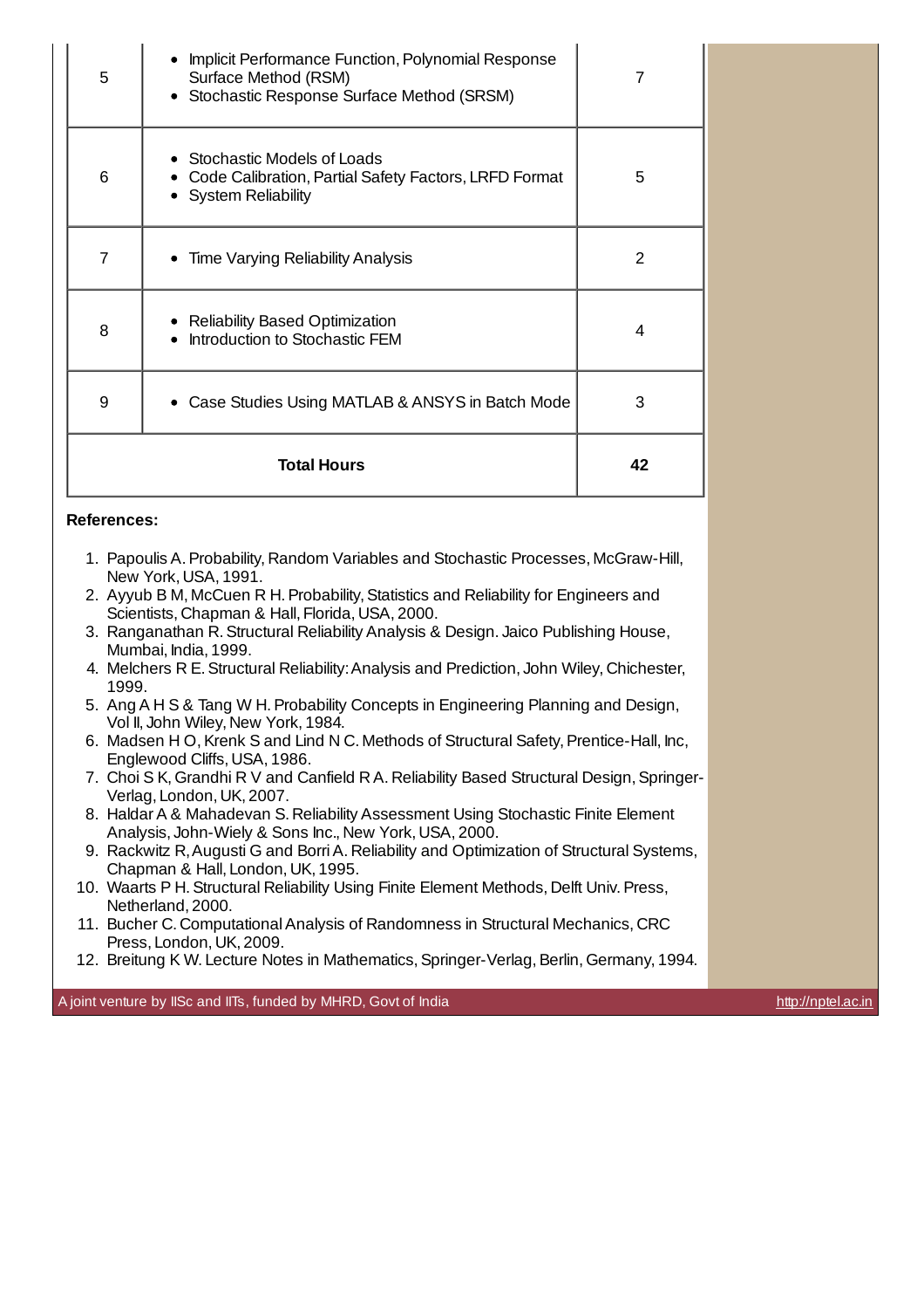| | | |
|---|---|---|
| 5 | • Implicit Performance Function, Polynomial Response Surface Method (RSM)<br>• Stochastic Response Surface Method (SRSM) | 7 |
| 6 | • Stochastic Models of Loads<br>• Code Calibration, Partial Safety Factors, LRFD Format<br>• System Reliability | 5 |
| 7 | • Time Varying Reliability Analysis | 2 |
| 8 | • Reliability Based Optimization<br>• Introduction to Stochastic FEM | 4 |
| 9 | • Case Studies Using MATLAB & ANSYS in Batch Mode | 3 |
| **Total Hours** | | **42** |

**References:**

1. Papoulis A. Probability, Random Variables and Stochastic Processes, McGraw-Hill, New York, USA, 1991.
2. Ayyub B M, McCuen R H. Probability, Statistics and Reliability for Engineers and Scientists, Chapman & Hall, Florida, USA, 2000.
3. Ranganathan R. Structural Reliability Analysis & Design. Jaico Publishing House, Mumbai, India, 1999.
4. Melchers R E. Structural Reliability: Analysis and Prediction, John Wiley, Chichester, 1999.
5. Ang A H S & Tang W H. Probability Concepts in Engineering Planning and Design, Vol II, John Wiley, New York, 1984.
6. Madsen H O, Krenk S and Lind N C. Methods of Structural Safety, Prentice-Hall, Inc, Englewood Cliffs, USA, 1986.
7. Choi S K, Grandhi R V and Canfield R A. Reliability Based Structural Design, Springer-Verlag, London, UK, 2007.
8. Haldar A & Mahadevan S. Reliability Assessment Using Stochastic Finite Element Analysis, John-Wiely & Sons Inc., New York, USA, 2000.
9. Rackwitz R, Augusti G and Borri A. Reliability and Optimization of Structural Systems, Chapman & Hall, London, UK, 1995.
10. Waarts P H. Structural Reliability Using Finite Element Methods, Delft Univ. Press, Netherland, 2000.
11. Bucher C. Computational Analysis of Randomness in Structural Mechanics, CRC Press, London, UK, 2009.
12. Breitung K W. Lecture Notes in Mathematics, Springer-Verlag, Berlin, Germany, 1994.